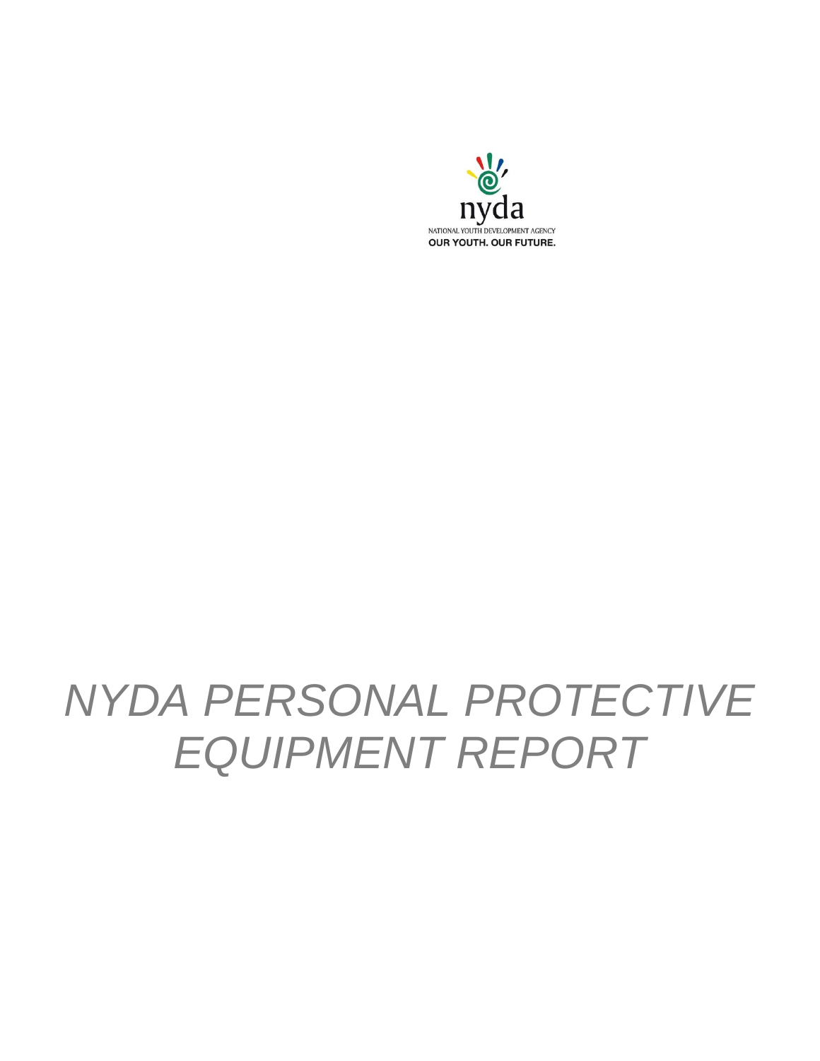nyda

NATIONAL YOUTH DEVELOPMENT AGENCY

**OUR YOUTH. OUR FUTURE.**

# *NYDA PERSONAL PROTECTIVE EQUIPMENT REPORT*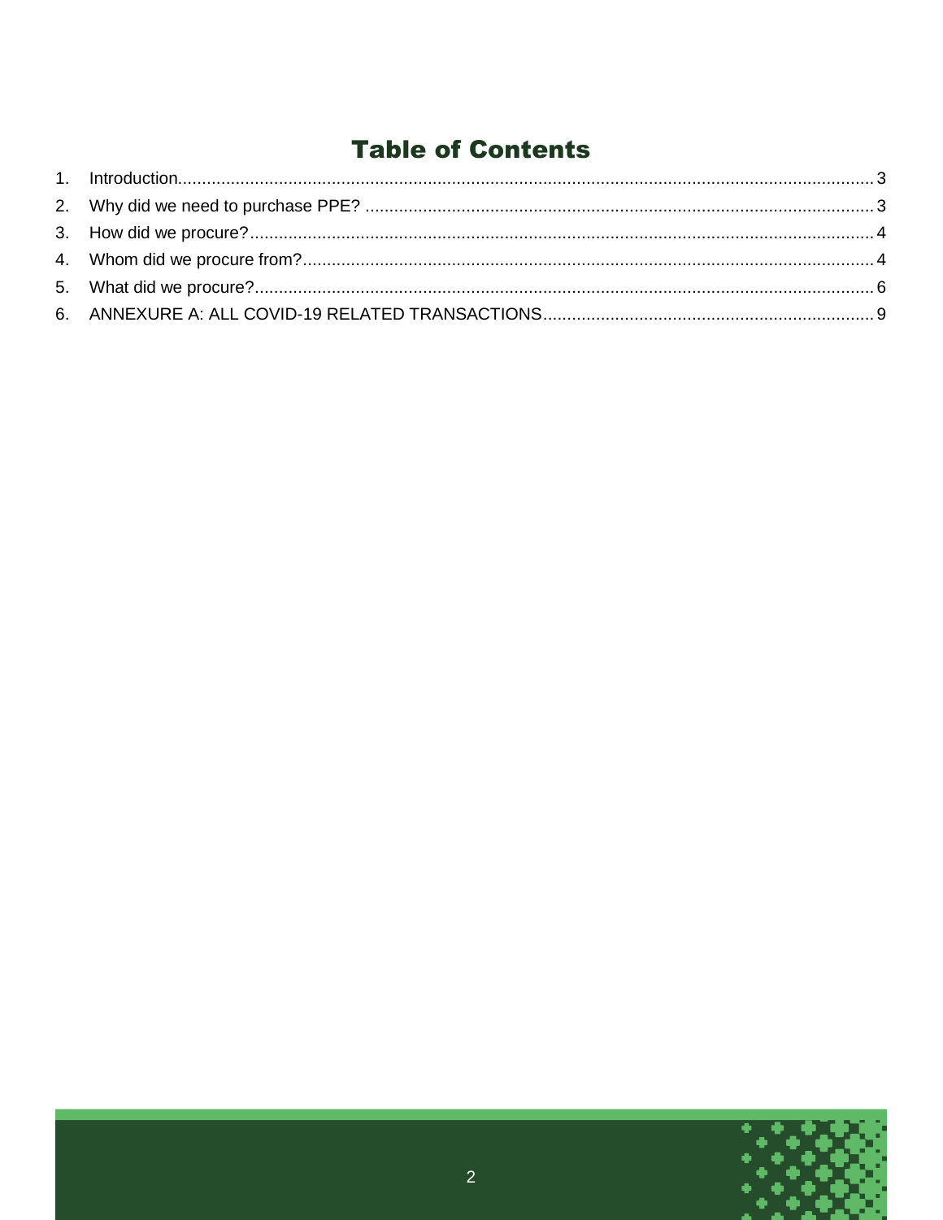# Table of Contents

1. Introduction.......................................................................................................................................3
2. Why did we need to purchase PPE? ....................................................................................................3
3. How did we procure?.............................................................................................................................4
4. Whom did we procure from?..................................................................................................................4
5. What did we procure?.............................................................................................................................6
6. ANNEXURE A: ALL COVID-19 RELATED TRANSACTIONS.............................................................9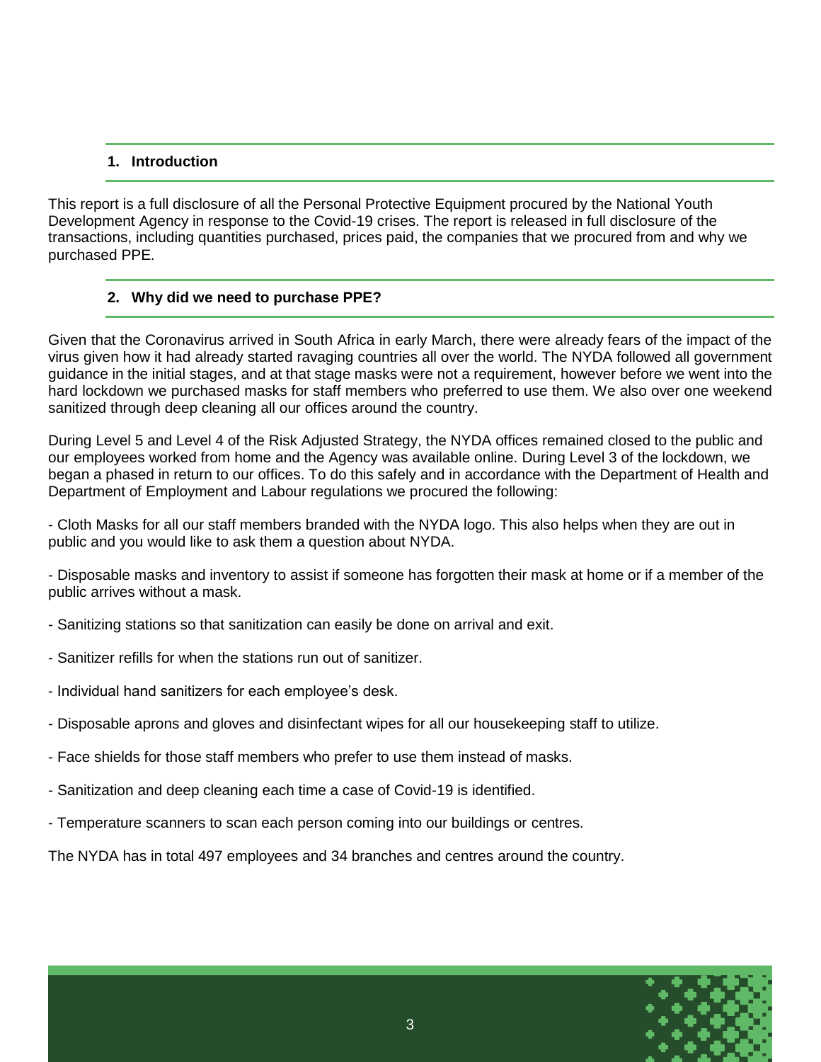## 1. Introduction

This report is a full disclosure of all the Personal Protective Equipment procured by the National Youth Development Agency in response to the Covid-19 crises. The report is released in full disclosure of the transactions, including quantities purchased, prices paid, the companies that we procured from and why we purchased PPE.

## 2. Why did we need to purchase PPE?

Given that the Coronavirus arrived in South Africa in early March, there were already fears of the impact of the virus given how it had already started ravaging countries all over the world. The NYDA followed all government guidance in the initial stages, and at that stage masks were not a requirement, however before we went into the hard lockdown we purchased masks for staff members who preferred to use them. We also over one weekend sanitized through deep cleaning all our offices around the country.

During Level 5 and Level 4 of the Risk Adjusted Strategy, the NYDA offices remained closed to the public and our employees worked from home and the Agency was available online. During Level 3 of the lockdown, we began a phased in return to our offices. To do this safely and in accordance with the Department of Health and Department of Employment and Labour regulations we procured the following:

- Cloth Masks for all our staff members branded with the NYDA logo. This also helps when they are out in public and you would like to ask them a question about NYDA.

- Disposable masks and inventory to assist if someone has forgotten their mask at home or if a member of the public arrives without a mask.

- Sanitizing stations so that sanitization can easily be done on arrival and exit.

- Sanitizer refills for when the stations run out of sanitizer.

- Individual hand sanitizers for each employee's desk.

- Disposable aprons and gloves and disinfectant wipes for all our housekeeping staff to utilize.

- Face shields for those staff members who prefer to use them instead of masks.

- Sanitization and deep cleaning each time a case of Covid-19 is identified.

- Temperature scanners to scan each person coming into our buildings or centres.

The NYDA has in total 497 employees and 34 branches and centres around the country.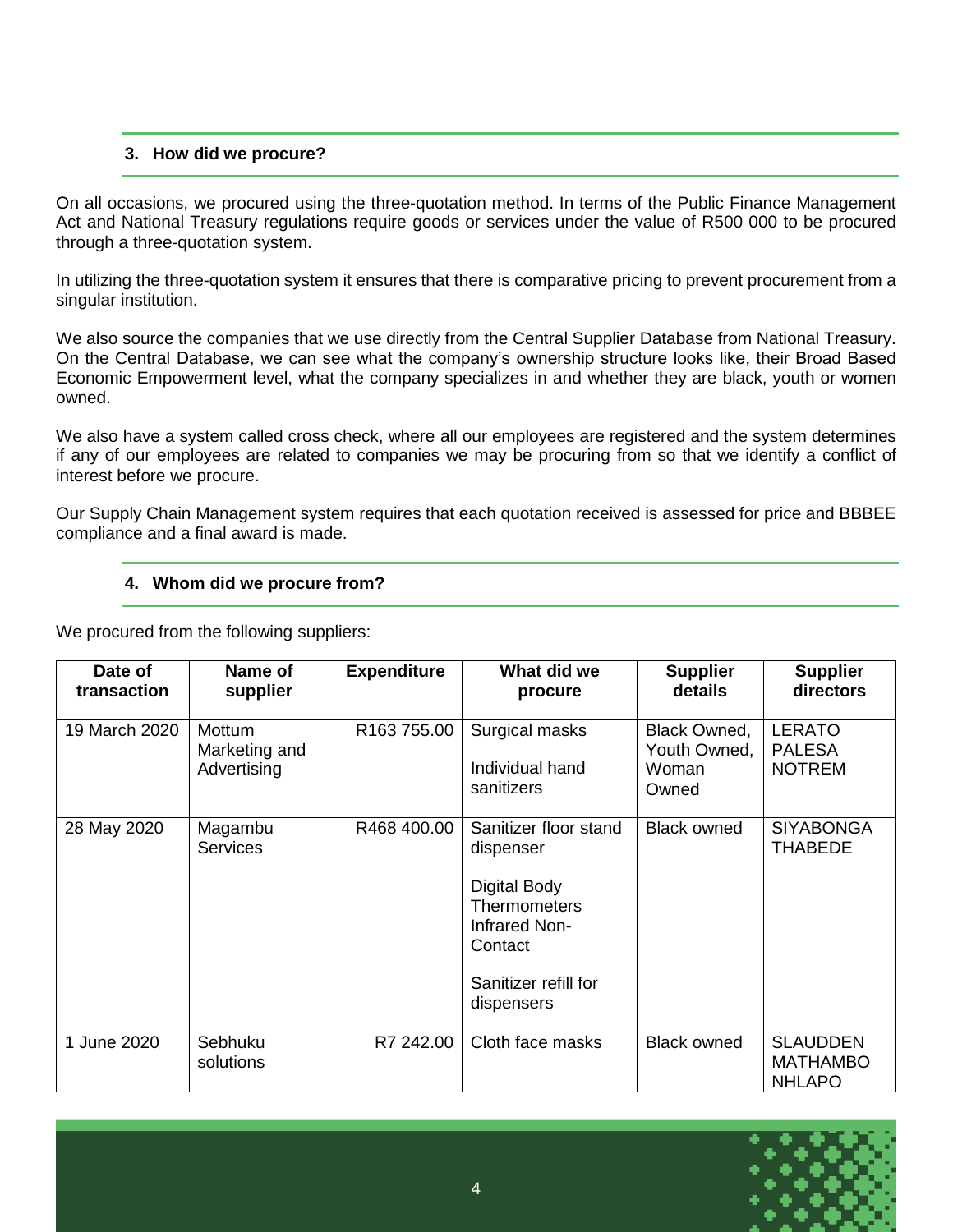## 3. How did we procure?

On all occasions, we procured using the three-quotation method. In terms of the Public Finance Management Act and National Treasury regulations require goods or services under the value of R500 000 to be procured through a three-quotation system.

In utilizing the three-quotation system it ensures that there is comparative pricing to prevent procurement from a singular institution.

We also source the companies that we use directly from the Central Supplier Database from National Treasury. On the Central Database, we can see what the company's ownership structure looks like, their Broad Based Economic Empowerment level, what the company specializes in and whether they are black, youth or women owned.

We also have a system called cross check, where all our employees are registered and the system determines if any of our employees are related to companies we may be procuring from so that we identify a conflict of interest before we procure.

Our Supply Chain Management system requires that each quotation received is assessed for price and BBBEE compliance and a final award is made.

## 4. Whom did we procure from?

We procured from the following suppliers:

| Date of transaction | Name of supplier | Expenditure | What did we procure | Supplier details | Supplier directors |
|---|---|---|---|---|---|
| 19 March 2020 | Mottum Marketing and Advertising | R163 755.00 | Surgical masks<br><br>Individual hand sanitizers | Black Owned, Youth Owned, Woman Owned | LERATO PALESA NOTREM |
| 28 May 2020 | Magambu Services | R468 400.00 | Sanitizer floor stand dispenser<br><br>Digital Body Thermometers Infrared Non-Contact<br><br>Sanitizer refill for dispensers | Black owned | SIYABONGA THABEDE |
| 1 June 2020 | Sebhuku solutions | R7 242.00 | Cloth face masks | Black owned | SLAUDDEN MATHAMBO NHLAPO |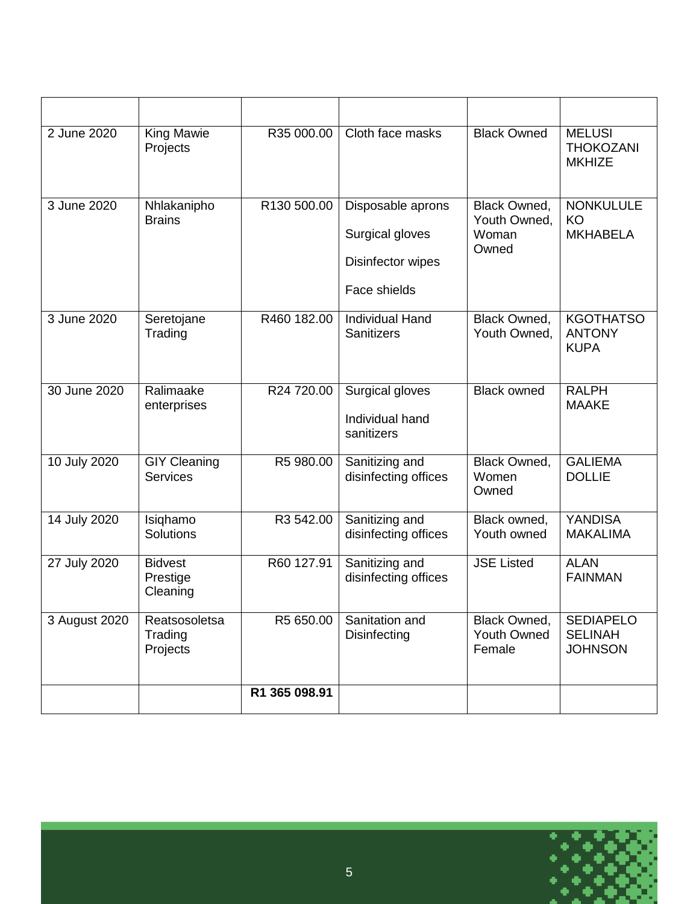| | | | | | |
|---|---|---|---|---|---|
| 2 June 2020 | King Mawie Projects | R35 000.00 | Cloth face masks | Black Owned | MELUSI THOKOZANI MKHIZE |
| 3 June 2020 | Nhlakanipho Brains | R130 500.00 | Disposable aprons<br><br>Surgical gloves<br><br>Disinfector wipes<br><br>Face shields | Black Owned, Youth Owned, Woman Owned | NONKULULEKO MKHABELA |
| 3 June 2020 | Seretojane Trading | R460 182.00 | Individual Hand Sanitizers | Black Owned, Youth Owned, | KGOTHATSO ANTONY KUPA |
| 30 June 2020 | Ralimaake enterprises | R24 720.00 | Surgical gloves<br><br>Individual hand sanitizers | Black owned | RALPH MAAKE |
| 10 July 2020 | GIY Cleaning Services | R5 980.00 | Sanitizing and disinfecting offices | Black Owned, Women Owned | GALIEMA DOLLIE |
| 14 July 2020 | Isiqhamo Solutions | R3 542.00 | Sanitizing and disinfecting offices | Black owned, Youth owned | YANDISA MAKALIMA |
| 27 July 2020 | Bidvest Prestige Cleaning | R60 127.91 | Sanitizing and disinfecting offices | JSE Listed | ALAN FAINMAN |
| 3 August 2020 | Reatsosoletsa Trading Projects | R5 650.00 | Sanitation and Disinfecting | Black Owned, Youth Owned Female | SEDIAPELO SELINAH JOHNSON |
| | | **R1 365 098.91** | | | |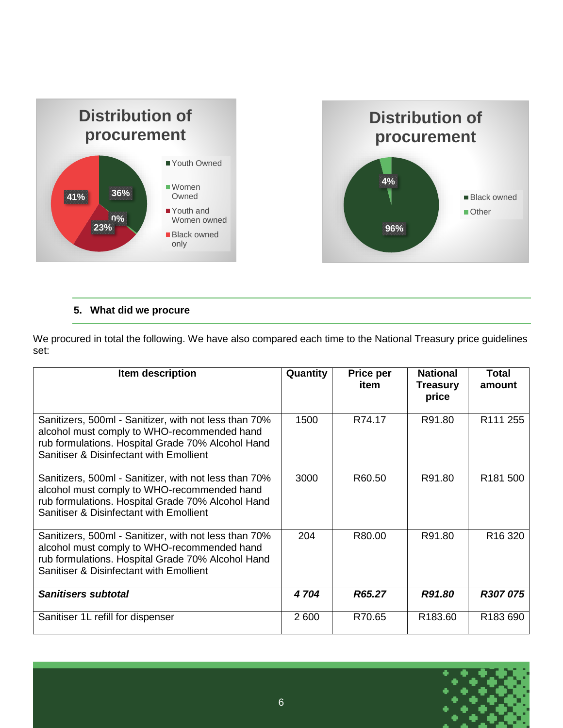## 5. What did we procure

We procured in total the following. We have also compared each time to the National Treasury price guidelines set:

| Item description | Quantity | Price per item | National Treasury price | Total amount |
|---|---|---|---|---|
| Sanitizers, 500ml - Sanitizer, with not less than 70% alcohol must comply to WHO-recommended hand rub formulations. Hospital Grade 70% Alcohol Hand Sanitiser & Disinfectant with Emollient | 1500 | R74.17 | R91.80 | R111 255 |
| Sanitizers, 500ml - Sanitizer, with not less than 70% alcohol must comply to WHO-recommended hand rub formulations. Hospital Grade 70% Alcohol Hand Sanitiser & Disinfectant with Emollient | 3000 | R60.50 | R91.80 | R181 500 |
| Sanitizers, 500ml - Sanitizer, with not less than 70% alcohol must comply to WHO-recommended hand rub formulations. Hospital Grade 70% Alcohol Hand Sanitiser & Disinfectant with Emollient | 204 | R80.00 | R91.80 | R16 320 |
| ***Sanitisers subtotal*** | ***4 704*** | ***R65.27*** | ***R91.80*** | ***R307 075*** |
| Sanitiser 1L refill for dispenser | 2 600 | R70.65 | R183.60 | R183 690 |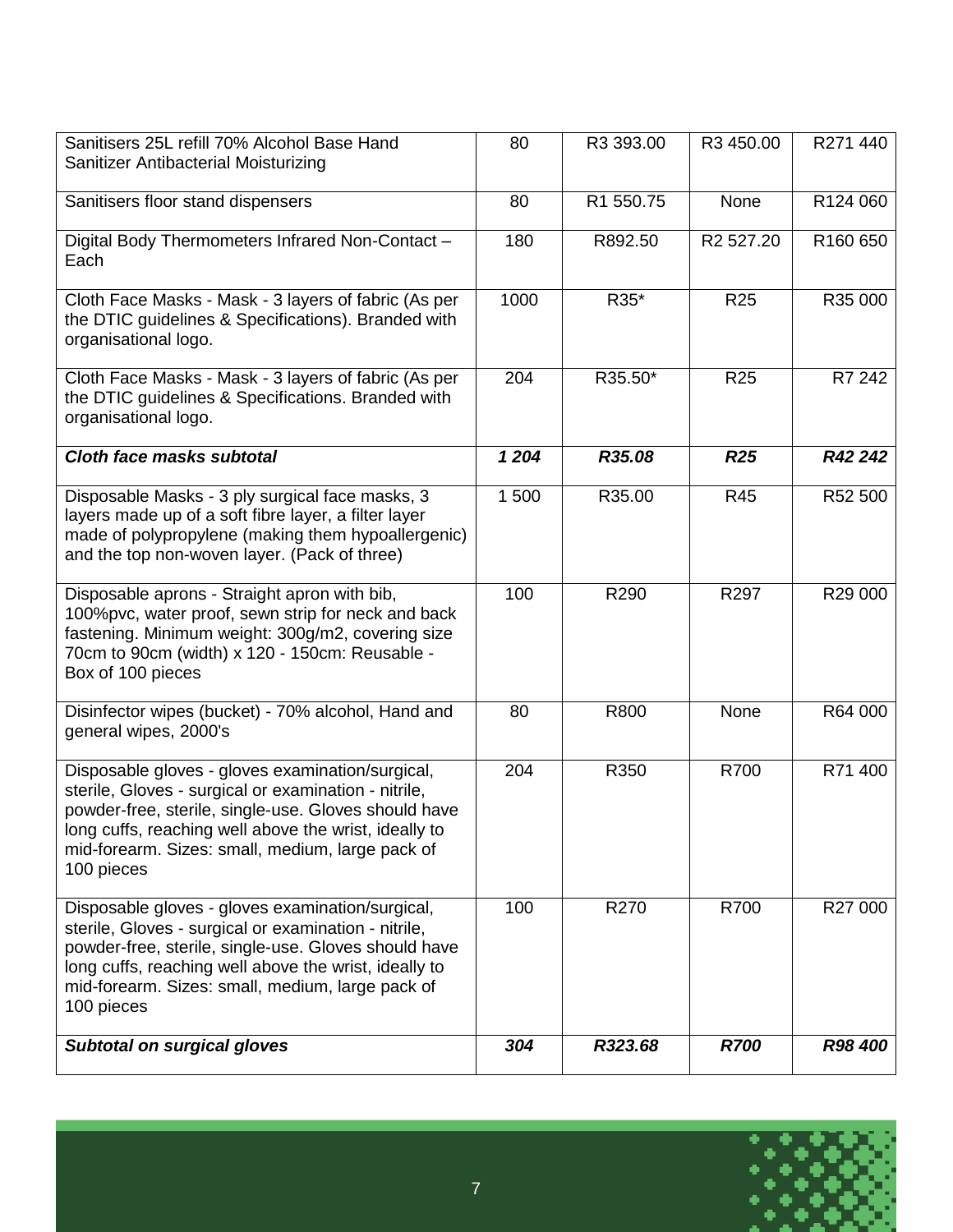| Sanitisers 25L refill 70% Alcohol Base Hand Sanitizer Antibacterial Moisturizing | 80 | R3 393.00 | R3 450.00 | R271 440 |
|---|---|---|---|---|
| Sanitisers floor stand dispensers | 80 | R1 550.75 | None | R124 060 |
| Digital Body Thermometers Infrared Non-Contact – Each | 180 | R892.50 | R2 527.20 | R160 650 |
| Cloth Face Masks - Mask - 3 layers of fabric (As per the DTIC guidelines & Specifications). Branded with organisational logo. | 1000 | R35* | R25 | R35 000 |
| Cloth Face Masks - Mask - 3 layers of fabric (As per the DTIC guidelines & Specifications. Branded with organisational logo. | 204 | R35.50* | R25 | R7 242 |
| ***Cloth face masks subtotal*** | ***1 204*** | ***R35.08*** | ***R25*** | ***R42 242*** |
| Disposable Masks - 3 ply surgical face masks, 3 layers made up of a soft fibre layer, a filter layer made of polypropylene (making them hypoallergenic) and the top non-woven layer. (Pack of three) | 1 500 | R35.00 | R45 | R52 500 |
| Disposable aprons - Straight apron with bib, 100%pvc, water proof, sewn strip for neck and back fastening. Minimum weight: 300g/m2, covering size 70cm to 90cm (width) x 120 - 150cm: Reusable - Box of 100 pieces | 100 | R290 | R297 | R29 000 |
| Disinfector wipes (bucket) - 70% alcohol, Hand and general wipes, 2000's | 80 | R800 | None | R64 000 |
| Disposable gloves - gloves examination/surgical, sterile, Gloves - surgical or examination - nitrile, powder-free, sterile, single-use. Gloves should have long cuffs, reaching well above the wrist, ideally to mid-forearm. Sizes: small, medium, large pack of 100 pieces | 204 | R350 | R700 | R71 400 |
| Disposable gloves - gloves examination/surgical, sterile, Gloves - surgical or examination - nitrile, powder-free, sterile, single-use. Gloves should have long cuffs, reaching well above the wrist, ideally to mid-forearm. Sizes: small, medium, large pack of 100 pieces | 100 | R270 | R700 | R27 000 |
| ***Subtotal on surgical gloves*** | ***304*** | ***R323.68*** | ***R700*** | ***R98 400*** |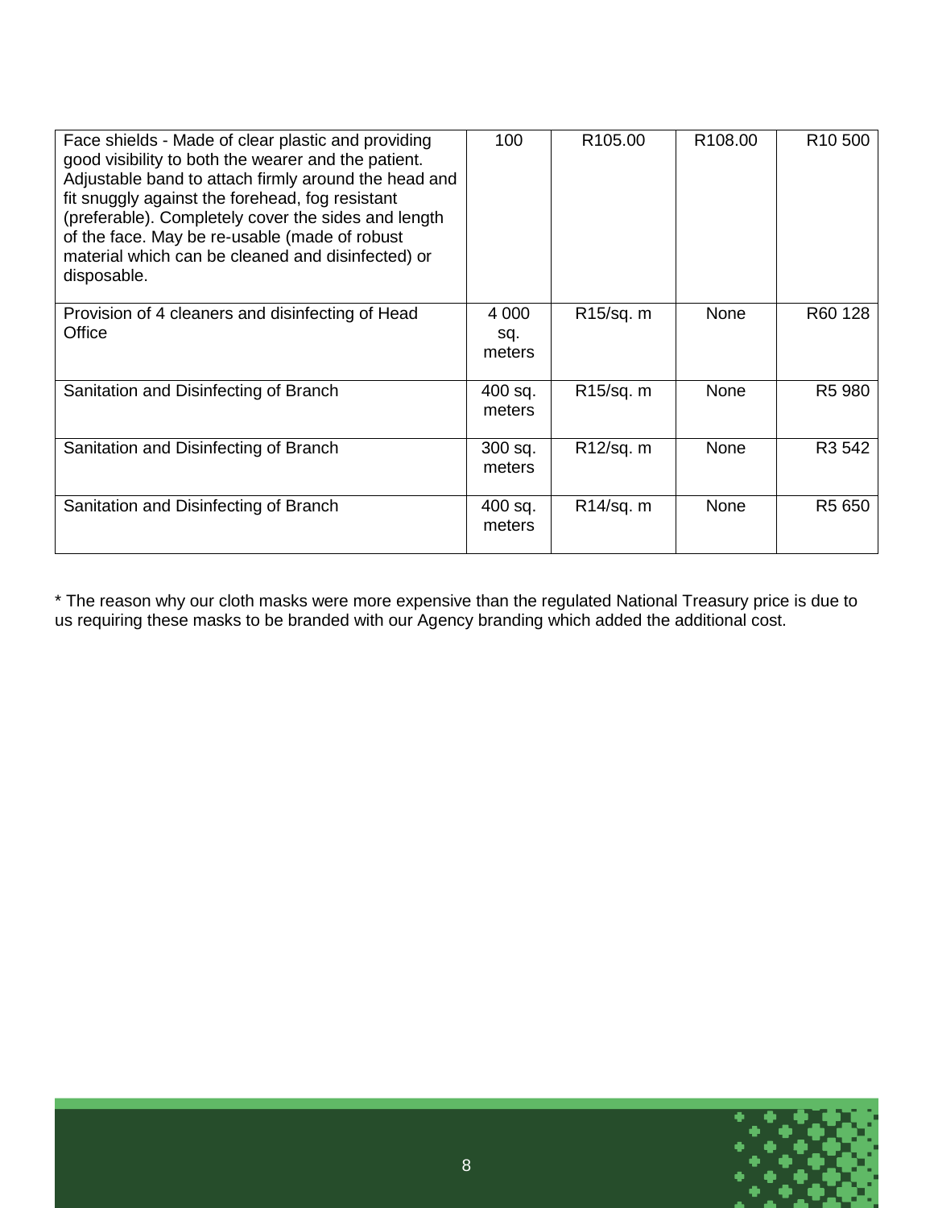| | | | | |
|---|---|---|---|---|
| Face shields - Made of clear plastic and providing good visibility to both the wearer and the patient. Adjustable band to attach firmly around the head and fit snuggly against the forehead, fog resistant (preferable). Completely cover the sides and length of the face. May be re-usable (made of robust material which can be cleaned and disinfected) or disposable. | 100 | R105.00 | R108.00 | R10 500 |
| Provision of 4 cleaners and disinfecting of Head Office | 4 000 sq. meters | R15/sq. m | None | R60 128 |
| Sanitation and Disinfecting of Branch | 400 sq. meters | R15/sq. m | None | R5 980 |
| Sanitation and Disinfecting of Branch | 300 sq. meters | R12/sq. m | None | R3 542 |
| Sanitation and Disinfecting of Branch | 400 sq. meters | R14/sq. m | None | R5 650 |

* The reason why our cloth masks were more expensive than the regulated National Treasury price is due to us requiring these masks to be branded with our Agency branding which added the additional cost.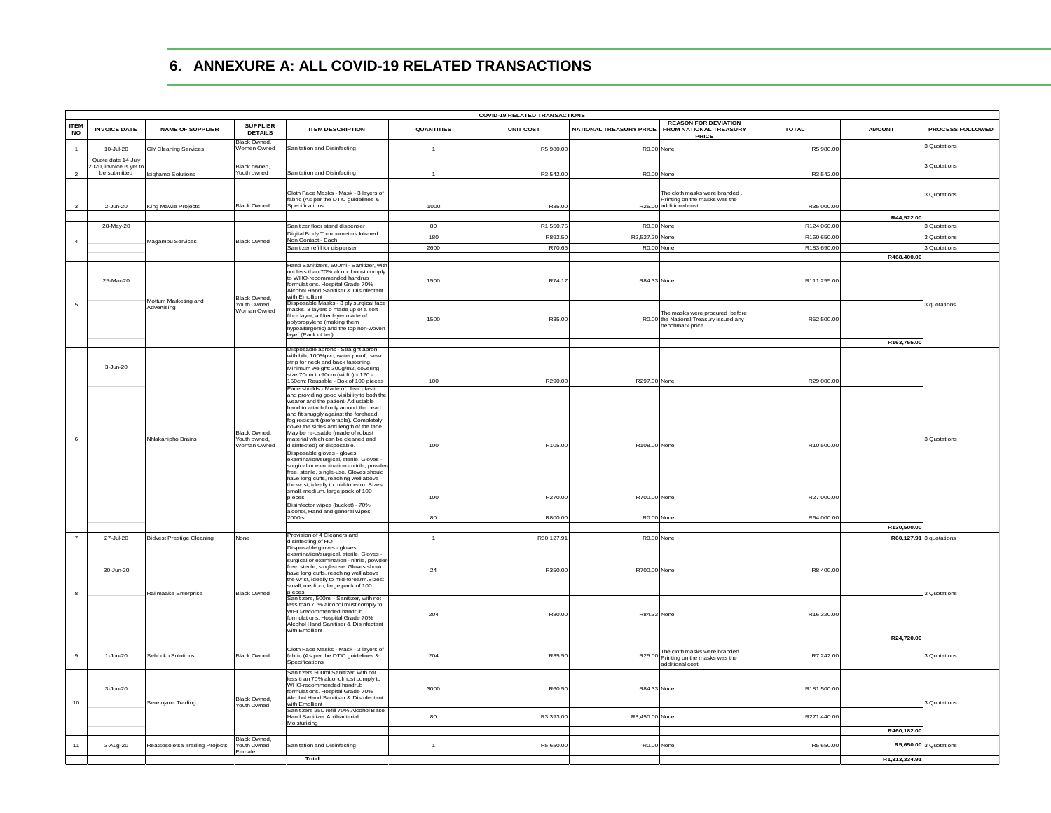## 6. ANNEXURE A: ALL COVID-19 RELATED TRANSACTIONS

| COVID-19 RELATED TRANSACTIONS | | | | | | | | | | | |
|---|---|---|---|---|---|---|---|---|---|---|---|
| ITEM NO | INVOICE DATE | NAME OF SUPPLIER | SUPPLIER DETAILS | ITEM DESCRIPTION | QUANTITIES | UNIT COST | NATIONAL TREASURY PRICE | REASON FOR DEVIATION FROM NATIONAL TREASURY PRICE | TOTAL | AMOUNT | PROCESS FOLLOWED |
| 1 | 10-Jul-20 | GIY Cleaning Services | Black Owned, Women Owned | Sanitation and Disinfecting | 1 | R5,980.00 | R0.00 | None | R5,980.00 | | 3 Quotations |
| 2 | Quote date 14 July 2020, invoice is yet to be submitted | Isiqhamo Solutions | Black owned, Youth owned | Sanitation and Disinfecting | 1 | R3,542.00 | R0.00 | None | R3,542.00 | | 3 Quotations |
| 3 | 2-Jun-20 | King Mawie Projects | Black Owned | Cloth Face Masks - Mask - 3 layers of fabric (As per the DTIC guidelines & Specifications | 1000 | R35.00 | R25.00 | The cloth masks were branded . Printing on the masks was the additional cost | R35,000.00 | | 3 Quotations |
| | | | | | | | | | | R44,522.00 | |
| 4 | 28-May-20 | Magambu Services | Black Owned | Sanitizer floor stand dispenser | 80 | R1,550.75 | R0.00 | None | R124,060.00 | | 3 Quotations |
| | | | | Digital Body Thermometers Infrared Non Contact - Each | 180 | R892.50 | R2,527.20 | None | R160,650.00 | | 3 Quotations |
| | | | | Sanitizer refill for dispenser | 2600 | R70.65 | R0.00 | None | R183,690.00 | | 3 Quotations |
| | | | | | | | | | | R468,400.00 | |
| 5 | 25-Mar-20 | Mottum Marketing and Advertising | Black Owned, Youth Owned, Woman Owned | Hand Sanitizers, 500ml - Sanitizer, with not less than 70% alcohol must comply to WHO-recommended handrub formulations. Hospital Grade 70% Alcohol Hand Sanitiser & Disinfectant with Emollient | 1500 | R74.17 | R84.33 | None | R111,255.00 | | 3 quotations |
| | | | | Disposable Masks - 3 ply surgical face masks, 3 layers o made up of a soft fibre layer, a filter layer made of polypropylene (making them hypoallergenic) and the top non-woven layer.(Pack of ten) | 1500 | R35.00 | R0.00 | The masks were procured before the National Treasury issued any benchmark price. | R52,500.00 | | |
| | | | | | | | | | | R163,755.00 | |
| 6 | 3-Jun-20 | Nhlakanipho Brains | Black Owned, Youth owned, Woman Owned | Disposable aprons - Straight apron with bib, 100%pvc, water proof, sewn strip for neck and back fastening. Minimum weight: 300g/m2, covering size 70cm to 90cm (width) x 120 - 150cm: Reusable - Box of 100 pieces | 100 | R290.00 | R297.00 | None | R29,000.00 | | 3 Quotations |
| | | | | Face shields - Made of clear plastic and providing good visibility to both the wearer and the patient. Adjustable band to attach firmly around the head and fit snuggly against the forehead, fog resistant (preferable). Completely cover the sides and length of the face. May be re-usable (made of robust material which can be cleaned and disinfected) or disposable. | 100 | R105.00 | R108.00 | None | R10,500.00 | | |
| | | | | Disposable gloves - gloves examination/surgical, sterile, Gloves - surgical or examination - nitrile, powder-free, sterile, single-use. Gloves should have long cuffs, reaching well above the wrist, ideally to mid-forearm.Sizes: small, medium, large pack of 100 pieces | 100 | R270.00 | R700.00 | None | R27,000.00 | | |
| | | | | Disinfector wipes (bucket) - 70% alcohol, Hand and general wipes, 2000's | 80 | R800.00 | R0.00 | None | R64,000.00 | | |
| | | | | | | | | | | R130,500.00 | |
| 7 | 27-Jul-20 | Bidvest Prestige Cleaning | None | Provision of 4 Cleaners and disinfecting of HO | 1 | R60,127.91 | R0.00 | None | | R60,127.91 | 3 quotations |
| 8 | 30-Jun-20 | Ralimaake Enterprise | Black Owned | Disposable gloves - gloves examination/surgical, sterile, Gloves - surgical or examination - nitrile, powder-free, sterile, single-use. Gloves should have long cuffs, reaching well above the wrist, ideally to mid-forearm.Sizes: small, medium, large pack of 100 pieces | 24 | R350.00 | R700.00 | None | R8,400.00 | | 3 Quotations |
| | | | | Sanitizers, 500ml - Sanitizer, with not less than 70% alcohol must comply to WHO-recommended handrub formulations. Hospital Grade 70% Alcohol Hand Sanitiser & Disinfectant with Emollient | 204 | R80.00 | R84.33 | None | R16,320.00 | | |
| | | | | | | | | | | R24,720.00 | |
| 9 | 1-Jun-20 | Sebhuku Solutions | Black Owned | Cloth Face Masks - Mask - 3 layers of fabric (As per the DTIC guidelines & Specifications | 204 | R35.50 | R25.00 | The cloth masks were branded . Printing on the masks was the additional cost | R7,242.00 | | 3 Quotations |
| 10 | 3-Jun-20 | Seretojane Trading | Black Owned, Youth Owned, | Sanitizers 500ml Sanitizer, with not less than 70% alcoholmust comply to WHO-recommended handrub formulations. Hospital Grade 70% Alcohol Hand Sanitiser & Disinfectant with Emollient | 3000 | R60.50 | R84.33 | None | R181,500.00 | | 3 Quotations |
| | | | | Sanitizers 25L refill 70% Alcohol Base Hand Sanitizer Antibacterial Moisturizing | 80 | R3,393.00 | R3,450.00 | None | R271,440.00 | | |
| | | | | | | | | | | R460,182.00 | |
| 11 | 3-Aug-20 | Reatsosoletsa Trading Projects | Black Owned, Youth Owned Female | Sanitation and Disinfecting | 1 | R5,650.00 | R0.00 | None | R5,650.00 | R5,650.00 | 3 Quotations |
| | | | | Total | | | | | | R1,313,334.91 | |